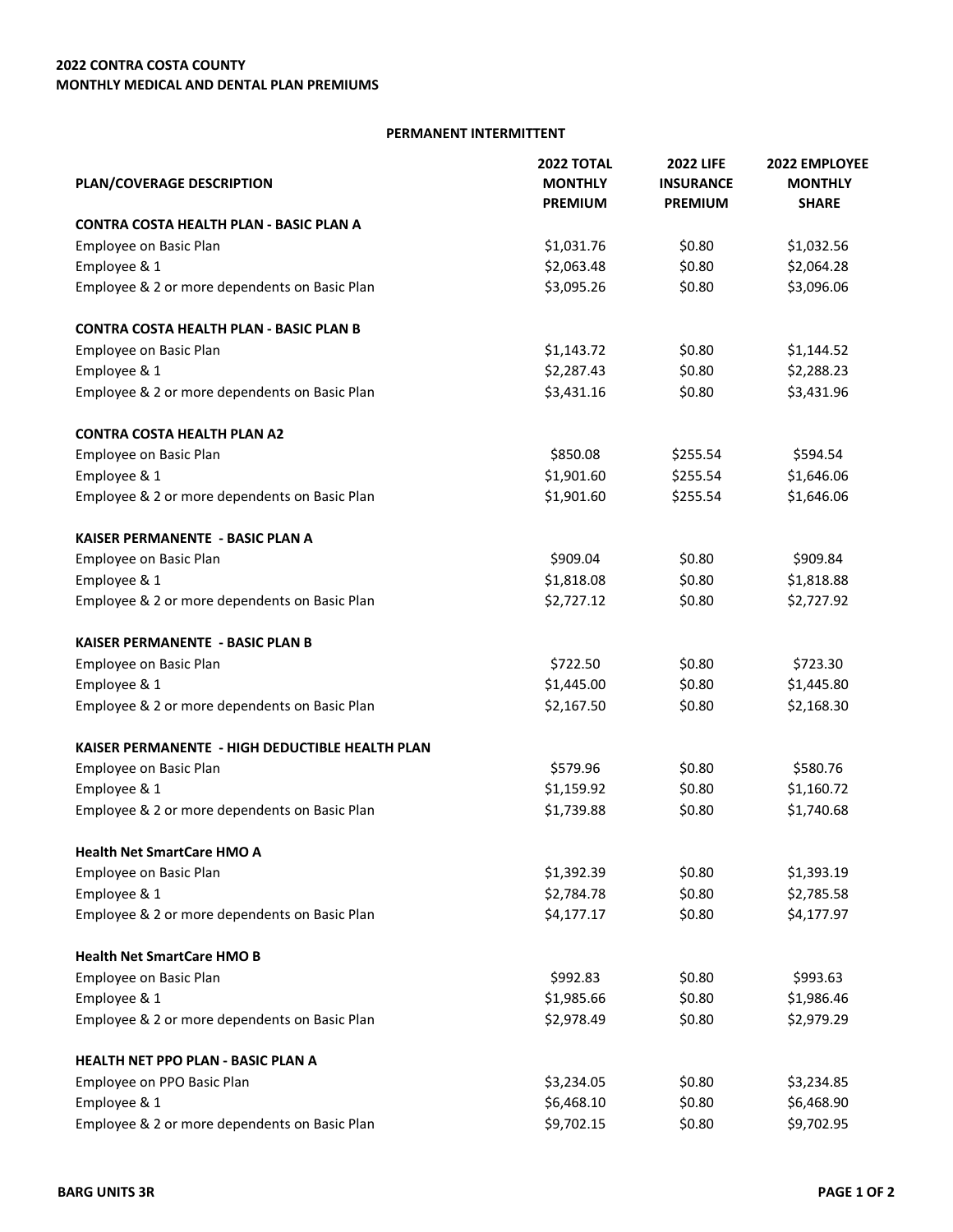**2022 CONTRA COSTA COUNTY**
**MONTHLY MEDICAL AND DENTAL PLAN PREMIUMS**

**PERMANENT INTERMITTENT**

| PLAN/COVERAGE DESCRIPTION | 2022 TOTAL MONTHLY PREMIUM | 2022 LIFE INSURANCE PREMIUM | 2022 EMPLOYEE MONTHLY SHARE |
|---|---|---|---|
| **CONTRA COSTA HEALTH PLAN - BASIC PLAN A** | | | |
| Employee on Basic Plan | $1,031.76 | $0.80 | $1,032.56 |
| Employee & 1 | $2,063.48 | $0.80 | $2,064.28 |
| Employee & 2 or more dependents on Basic Plan | $3,095.26 | $0.80 | $3,096.06 |
| **CONTRA COSTA HEALTH PLAN - BASIC PLAN B** | | | |
| Employee on Basic Plan | $1,143.72 | $0.80 | $1,144.52 |
| Employee & 1 | $2,287.43 | $0.80 | $2,288.23 |
| Employee & 2 or more dependents on Basic Plan | $3,431.16 | $0.80 | $3,431.96 |
| **CONTRA COSTA HEALTH PLAN A2** | | | |
| Employee on Basic Plan | $850.08 | $255.54 | $594.54 |
| Employee & 1 | $1,901.60 | $255.54 | $1,646.06 |
| Employee & 2 or more dependents on Basic Plan | $1,901.60 | $255.54 | $1,646.06 |
| **KAISER PERMANENTE - BASIC PLAN A** | | | |
| Employee on Basic Plan | $909.04 | $0.80 | $909.84 |
| Employee & 1 | $1,818.08 | $0.80 | $1,818.88 |
| Employee & 2 or more dependents on Basic Plan | $2,727.12 | $0.80 | $2,727.92 |
| **KAISER PERMANENTE - BASIC PLAN B** | | | |
| Employee on Basic Plan | $722.50 | $0.80 | $723.30 |
| Employee & 1 | $1,445.00 | $0.80 | $1,445.80 |
| Employee & 2 or more dependents on Basic Plan | $2,167.50 | $0.80 | $2,168.30 |
| **KAISER PERMANENTE - HIGH DEDUCTIBLE HEALTH PLAN** | | | |
| Employee on Basic Plan | $579.96 | $0.80 | $580.76 |
| Employee & 1 | $1,159.92 | $0.80 | $1,160.72 |
| Employee & 2 or more dependents on Basic Plan | $1,739.88 | $0.80 | $1,740.68 |
| **Health Net SmartCare HMO A** | | | |
| Employee on Basic Plan | $1,392.39 | $0.80 | $1,393.19 |
| Employee & 1 | $2,784.78 | $0.80 | $2,785.58 |
| Employee & 2 or more dependents on Basic Plan | $4,177.17 | $0.80 | $4,177.97 |
| **Health Net SmartCare HMO B** | | | |
| Employee on Basic Plan | $992.83 | $0.80 | $993.63 |
| Employee & 1 | $1,985.66 | $0.80 | $1,986.46 |
| Employee & 2 or more dependents on Basic Plan | $2,978.49 | $0.80 | $2,979.29 |
| **HEALTH NET PPO PLAN - BASIC PLAN A** | | | |
| Employee on PPO Basic Plan | $3,234.05 | $0.80 | $3,234.85 |
| Employee & 1 | $6,468.10 | $0.80 | $6,468.90 |
| Employee & 2 or more dependents on Basic Plan | $9,702.15 | $0.80 | $9,702.95 |

**BARG UNITS 3R**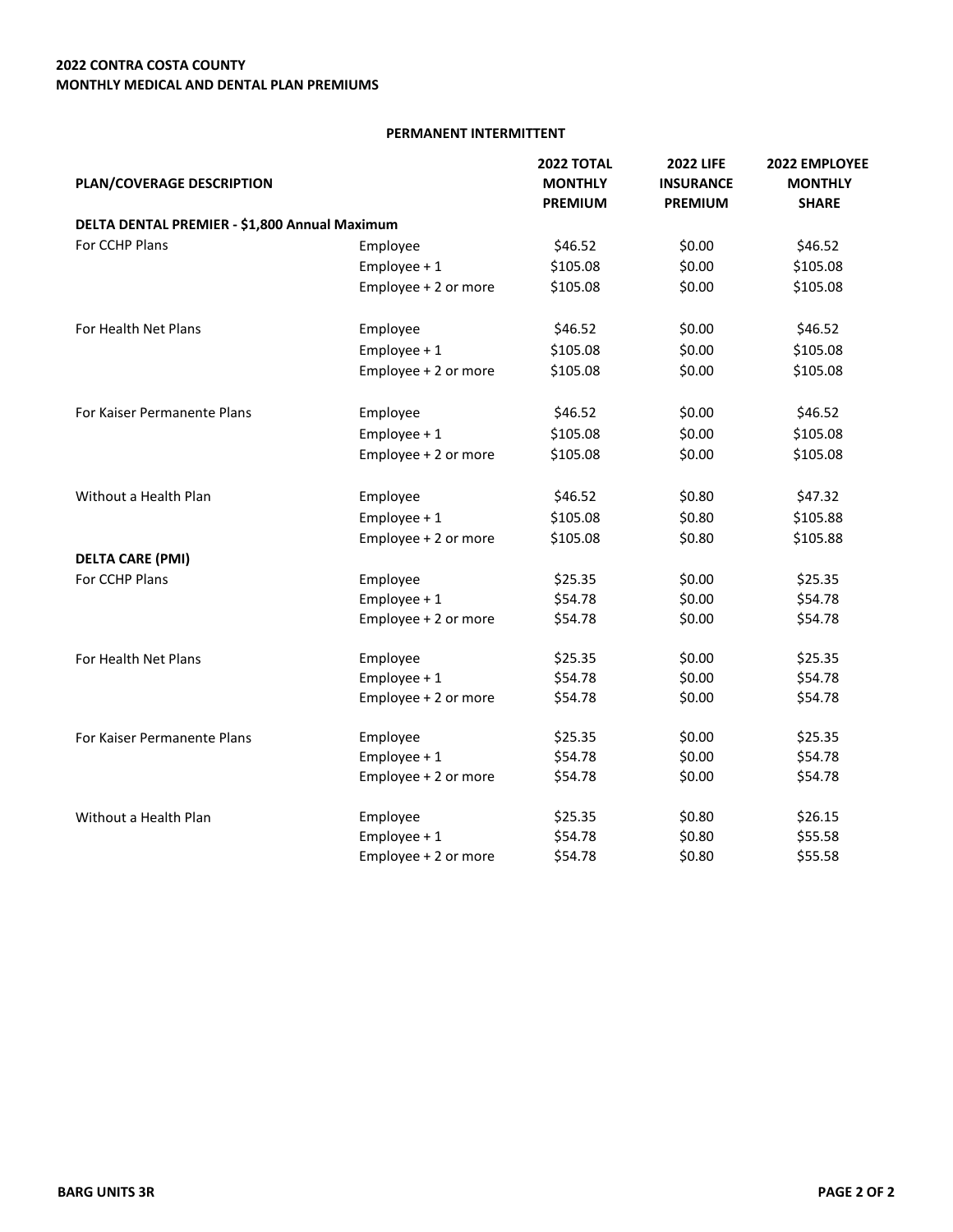## 2022 CONTRA COSTA COUNTY
## MONTHLY MEDICAL AND DENTAL PLAN PREMIUMS

### PERMANENT INTERMITTENT

| PLAN/COVERAGE DESCRIPTION | | 2022 TOTAL MONTHLY PREMIUM | 2022 LIFE INSURANCE PREMIUM | 2022 EMPLOYEE MONTHLY SHARE |
|---|---|---|---|---|
| **DELTA DENTAL PREMIER - $1,800 Annual Maximum** | | | | |
| For CCHP Plans | Employee | $46.52 | $0.00 | $46.52 |
| | Employee + 1 | $105.08 | $0.00 | $105.08 |
| | Employee + 2 or more | $105.08 | $0.00 | $105.08 |
| For Health Net Plans | Employee | $46.52 | $0.00 | $46.52 |
| | Employee + 1 | $105.08 | $0.00 | $105.08 |
| | Employee + 2 or more | $105.08 | $0.00 | $105.08 |
| For Kaiser Permanente Plans | Employee | $46.52 | $0.00 | $46.52 |
| | Employee + 1 | $105.08 | $0.00 | $105.08 |
| | Employee + 2 or more | $105.08 | $0.00 | $105.08 |
| Without a Health Plan | Employee | $46.52 | $0.80 | $47.32 |
| | Employee + 1 | $105.08 | $0.80 | $105.88 |
| | Employee + 2 or more | $105.08 | $0.80 | $105.88 |
| **DELTA CARE (PMI)** | | | | |
| For CCHP Plans | Employee | $25.35 | $0.00 | $25.35 |
| | Employee + 1 | $54.78 | $0.00 | $54.78 |
| | Employee + 2 or more | $54.78 | $0.00 | $54.78 |
| For Health Net Plans | Employee | $25.35 | $0.00 | $25.35 |
| | Employee + 1 | $54.78 | $0.00 | $54.78 |
| | Employee + 2 or more | $54.78 | $0.00 | $54.78 |
| For Kaiser Permanente Plans | Employee | $25.35 | $0.00 | $25.35 |
| | Employee + 1 | $54.78 | $0.00 | $54.78 |
| | Employee + 2 or more | $54.78 | $0.00 | $54.78 |
| Without a Health Plan | Employee | $25.35 | $0.80 | $26.15 |
| | Employee + 1 | $54.78 | $0.80 | $55.58 |
| | Employee + 2 or more | $54.78 | $0.80 | $55.58 |

BARG UNITS 3R